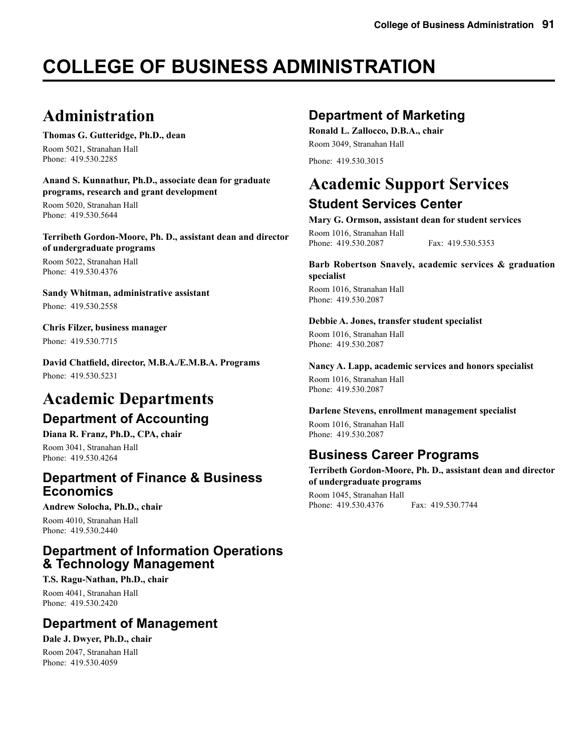# COLLEGE OF BUSINESS ADMINISTRATION

## Administration

**Thomas G. Gutteridge, Ph.D., dean**

Room 5021, Stranahan Hall
Phone: 419.530.2285

**Anand S. Kunnathur, Ph.D., associate dean for graduate programs, research and grant development**

Room 5020, Stranahan Hall
Phone: 419.530.5644

**Terribeth Gordon-Moore, Ph. D., assistant dean and director of undergraduate programs**

Room 5022, Stranahan Hall
Phone: 419.530.4376

**Sandy Whitman, administrative assistant**

Phone: 419.530.2558

**Chris Filzer, business manager**

Phone: 419.530.7715

**David Chatfield, director, M.B.A./E.M.B.A. Programs**

Phone: 419.530.5231

## Academic Departments

### Department of Accounting

**Diana R. Franz, Ph.D., CPA, chair**

Room 3041, Stranahan Hall
Phone: 419.530.4264

### Department of Finance & Business Economics

**Andrew Solocha, Ph.D., chair**

Room 4010, Stranahan Hall
Phone: 419.530.2440

### Department of Information Operations & Technology Management

**T.S. Ragu-Nathan, Ph.D., chair**

Room 4041, Stranahan Hall
Phone: 419.530.2420

### Department of Management

**Dale J. Dwyer, Ph.D., chair**

Room 2047, Stranahan Hall
Phone: 419.530.4059

### Department of Marketing

**Ronald L. Zallocco, D.B.A., chair**

Room 3049, Stranahan Hall

Phone: 419.530.3015

## Academic Support Services

### Student Services Center

**Mary G. Ormson, assistant dean for student services**

Room 1016, Stranahan Hall
Phone: 419.530.2087 Fax: 419.530.5353

**Barb Robertson Snavely, academic services & graduation specialist**

Room 1016, Stranahan Hall
Phone: 419.530.2087

**Debbie A. Jones, transfer student specialist**

Room 1016, Stranahan Hall
Phone: 419.530.2087

**Nancy A. Lapp, academic services and honors specialist**

Room 1016, Stranahan Hall
Phone: 419.530.2087

**Darlene Stevens, enrollment management specialist**

Room 1016, Stranahan Hall
Phone: 419.530.2087

### Business Career Programs

**Terribeth Gordon-Moore, Ph. D., assistant dean and director of undergraduate programs**

Room 1045, Stranahan Hall
Phone: 419.530.4376 Fax: 419.530.7744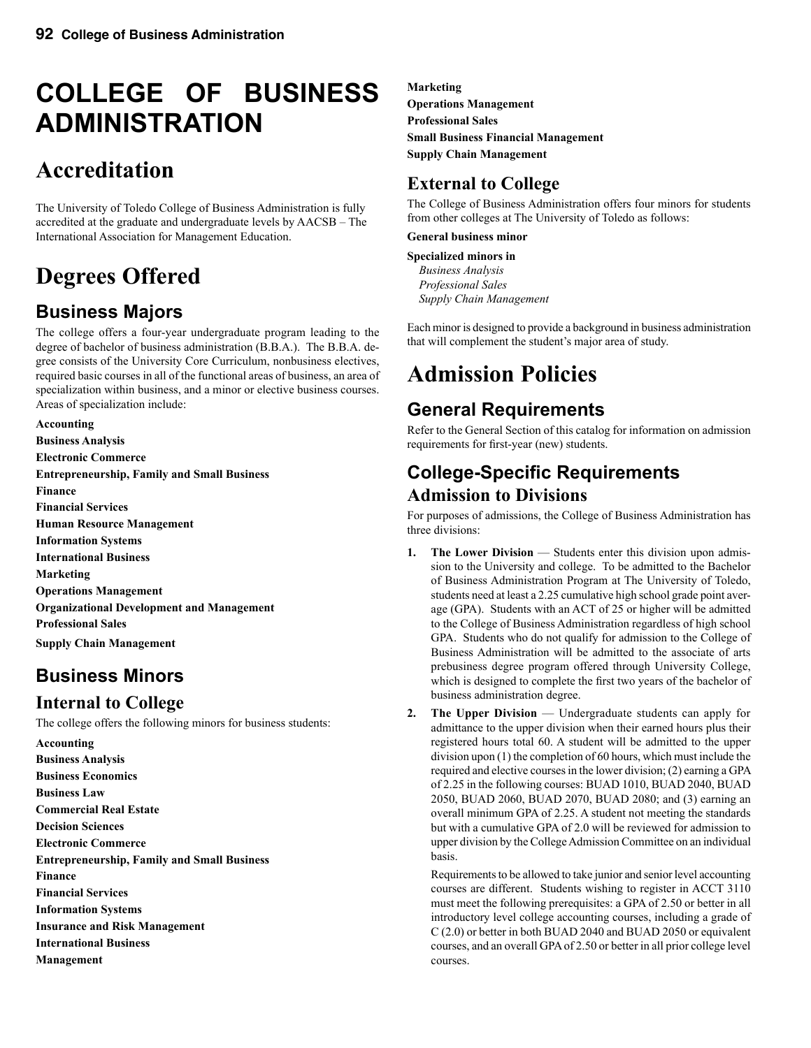# COLLEGE OF BUSINESS ADMINISTRATION

# Accreditation

The University of Toledo College of Business Administration is fully accredited at the graduate and undergraduate levels by AACSB – The International Association for Management Education.

# Degrees Offered

## Business Majors

The college offers a four-year undergraduate program leading to the degree of bachelor of business administration (B.B.A.). The B.B.A. degree consists of the University Core Curriculum, nonbusiness electives, required basic courses in all of the functional areas of business, an area of specialization within business, and a minor or elective business courses. Areas of specialization include:

**Accounting**
**Business Analysis**
**Electronic Commerce**
**Entrepreneurship, Family and Small Business**
**Finance**
**Financial Services**
**Human Resource Management**
**Information Systems**
**International Business**
**Marketing**
**Operations Management**
**Organizational Development and Management**
**Professional Sales**
**Supply Chain Management**

## Business Minors

### Internal to College

The college offers the following minors for business students:

**Accounting**
**Business Analysis**
**Business Economics**
**Business Law**
**Commercial Real Estate**
**Decision Sciences**
**Electronic Commerce**
**Entrepreneurship, Family and Small Business**
**Finance**
**Financial Services**
**Information Systems**
**Insurance and Risk Management**
**International Business**
**Management**
**Marketing**
**Operations Management**
**Professional Sales**
**Small Business Financial Management**
**Supply Chain Management**

### External to College

The College of Business Administration offers four minors for students from other colleges at The University of Toledo as follows:

**General business minor**

**Specialized minors in**
*Business Analysis*
*Professional Sales*
*Supply Chain Management*

Each minor is designed to provide a background in business administration that will complement the student's major area of study.

# Admission Policies

## General Requirements

Refer to the General Section of this catalog for information on admission requirements for first-year (new) students.

## College-Specific Requirements

### Admission to Divisions

For purposes of admissions, the College of Business Administration has three divisions:

1. **The Lower Division** — Students enter this division upon admission to the University and college. To be admitted to the Bachelor of Business Administration Program at The University of Toledo, students need at least a 2.25 cumulative high school grade point average (GPA). Students with an ACT of 25 or higher will be admitted to the College of Business Administration regardless of high school GPA. Students who do not qualify for admission to the College of Business Administration will be admitted to the associate of arts prebusiness degree program offered through University College, which is designed to complete the first two years of the bachelor of business administration degree.

2. **The Upper Division** — Undergraduate students can apply for admittance to the upper division when their earned hours plus their registered hours total 60. A student will be admitted to the upper division upon (1) the completion of 60 hours, which must include the required and elective courses in the lower division; (2) earning a GPA of 2.25 in the following courses: BUAD 1010, BUAD 2040, BUAD 2050, BUAD 2060, BUAD 2070, BUAD 2080; and (3) earning an overall minimum GPA of 2.25. A student not meeting the standards but with a cumulative GPA of 2.0 will be reviewed for admission to upper division by the College Admission Committee on an individual basis.

   Requirements to be allowed to take junior and senior level accounting courses are different. Students wishing to register in ACCT 3110 must meet the following prerequisites: a GPA of 2.50 or better in all introductory level college accounting courses, including a grade of C (2.0) or better in both BUAD 2040 and BUAD 2050 or equivalent courses, and an overall GPA of 2.50 or better in all prior college level courses.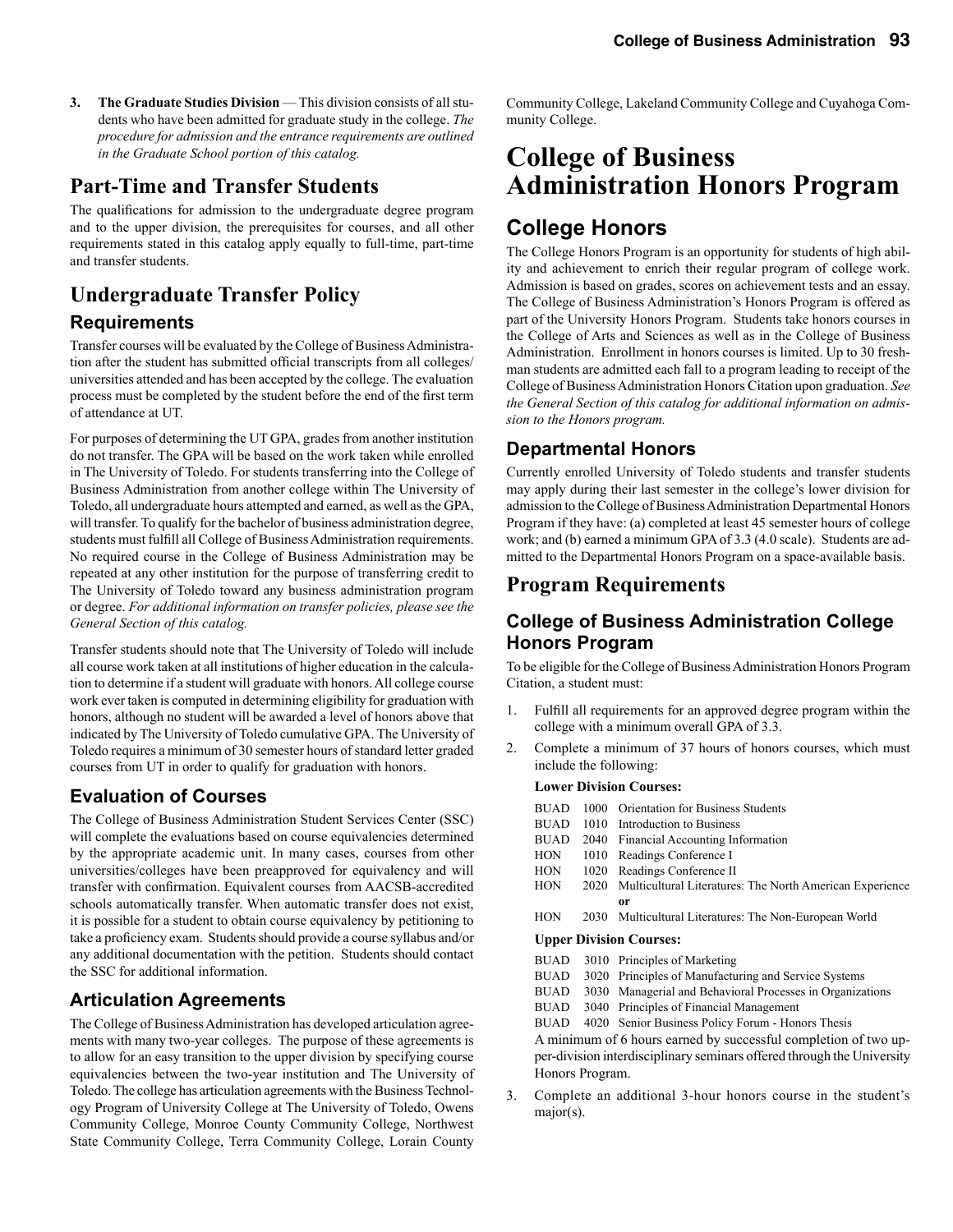3. **The Graduate Studies Division** — This division consists of all students who have been admitted for graduate study in the college. *The procedure for admission and the entrance requirements are outlined in the Graduate School portion of this catalog.*

## Part-Time and Transfer Students

The qualifications for admission to the undergraduate degree program and to the upper division, the prerequisites for courses, and all other requirements stated in this catalog apply equally to full-time, part-time and transfer students.

## Undergraduate Transfer Policy

### Requirements

Transfer courses will be evaluated by the College of Business Administration after the student has submitted official transcripts from all colleges/universities attended and has been accepted by the college. The evaluation process must be completed by the student before the end of the first term of attendance at UT.

For purposes of determining the UT GPA, grades from another institution do not transfer. The GPA will be based on the work taken while enrolled in The University of Toledo. For students transferring into the College of Business Administration from another college within The University of Toledo, all undergraduate hours attempted and earned, as well as the GPA, will transfer. To qualify for the bachelor of business administration degree, students must fulfill all College of Business Administration requirements. No required course in the College of Business Administration may be repeated at any other institution for the purpose of transferring credit to The University of Toledo toward any business administration program or degree. *For additional information on transfer policies, please see the General Section of this catalog.*

Transfer students should note that The University of Toledo will include all course work taken at all institutions of higher education in the calculation to determine if a student will graduate with honors. All college course work ever taken is computed in determining eligibility for graduation with honors, although no student will be awarded a level of honors above that indicated by The University of Toledo cumulative GPA. The University of Toledo requires a minimum of 30 semester hours of standard letter graded courses from UT in order to qualify for graduation with honors.

### Evaluation of Courses

The College of Business Administration Student Services Center (SSC) will complete the evaluations based on course equivalencies determined by the appropriate academic unit. In many cases, courses from other universities/colleges have been preapproved for equivalency and will transfer with confirmation. Equivalent courses from AACSB-accredited schools automatically transfer. When automatic transfer does not exist, it is possible for a student to obtain course equivalency by petitioning to take a proficiency exam. Students should provide a course syllabus and/or any additional documentation with the petition. Students should contact the SSC for additional information.

### Articulation Agreements

The College of Business Administration has developed articulation agreements with many two-year colleges. The purpose of these agreements is to allow for an easy transition to the upper division by specifying course equivalencies between the two-year institution and The University of Toledo. The college has articulation agreements with the Business Technology Program of University College at The University of Toledo, Owens Community College, Monroe County Community College, Northwest State Community College, Terra Community College, Lorain County Community College, Lakeland Community College and Cuyahoga Community College.

# College of Business Administration Honors Program

## College Honors

The College Honors Program is an opportunity for students of high ability and achievement to enrich their regular program of college work. Admission is based on grades, scores on achievement tests and an essay. The College of Business Administration's Honors Program is offered as part of the University Honors Program. Students take honors courses in the College of Arts and Sciences as well as in the College of Business Administration. Enrollment in honors courses is limited. Up to 30 freshman students are admitted each fall to a program leading to receipt of the College of Business Administration Honors Citation upon graduation. *See the General Section of this catalog for additional information on admission to the Honors program.*

### Departmental Honors

Currently enrolled University of Toledo students and transfer students may apply during their last semester in the college's lower division for admission to the College of Business Administration Departmental Honors Program if they have: (a) completed at least 45 semester hours of college work; and (b) earned a minimum GPA of 3.3 (4.0 scale). Students are admitted to the Departmental Honors Program on a space-available basis.

## Program Requirements

### College of Business Administration College Honors Program

To be eligible for the College of Business Administration Honors Program Citation, a student must:

1. Fulfill all requirements for an approved degree program within the college with a minimum overall GPA of 3.3.
2. Complete a minimum of 37 hours of honors courses, which must include the following:

   **Lower Division Courses:**

   BUAD 1000 Orientation for Business Students
   BUAD 1010 Introduction to Business
   BUAD 2040 Financial Accounting Information
   HON 1010 Readings Conference I
   HON 1020 Readings Conference II
   HON 2020 Multicultural Literatures: The North American Experience
   **or**
   HON 2030 Multicultural Literatures: The Non-European World

   **Upper Division Courses:**

   BUAD 3010 Principles of Marketing
   BUAD 3020 Principles of Manufacturing and Service Systems
   BUAD 3030 Managerial and Behavioral Processes in Organizations
   BUAD 3040 Principles of Financial Management
   BUAD 4020 Senior Business Policy Forum - Honors Thesis

   A minimum of 6 hours earned by successful completion of two upper-division interdisciplinary seminars offered through the University Honors Program.

3. Complete an additional 3-hour honors course in the student's major(s).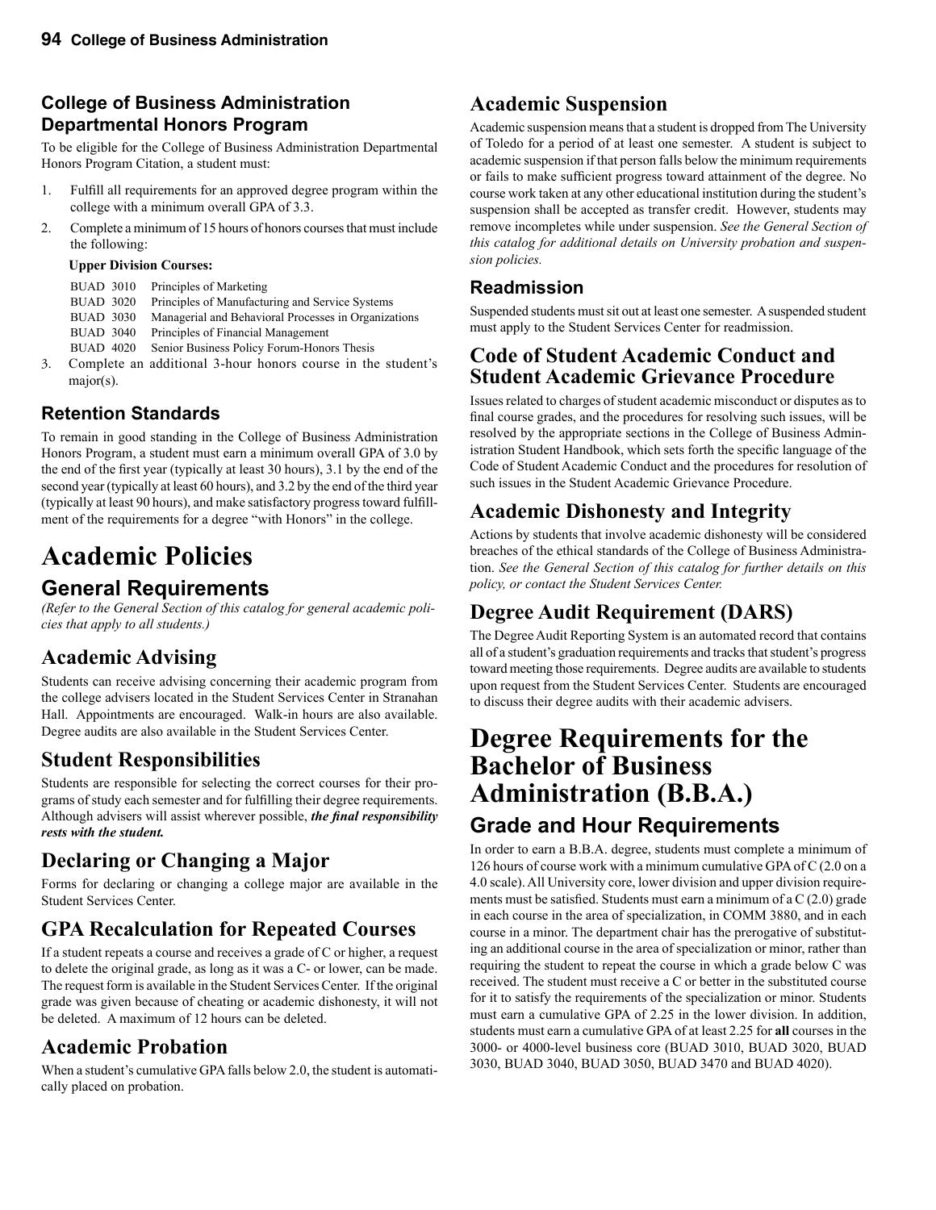## College of Business Administration Departmental Honors Program

To be eligible for the College of Business Administration Departmental Honors Program Citation, a student must:

1. Fulfill all requirements for an approved degree program within the college with a minimum overall GPA of 3.3.
2. Complete a minimum of 15 hours of honors courses that must include the following:

   **Upper Division Courses:**

   | | |
   |---|---|
   | BUAD 3010 | Principles of Marketing |
   | BUAD 3020 | Principles of Manufacturing and Service Systems |
   | BUAD 3030 | Managerial and Behavioral Processes in Organizations |
   | BUAD 3040 | Principles of Financial Management |
   | BUAD 4020 | Senior Business Policy Forum-Honors Thesis |

3. Complete an additional 3-hour honors course in the student's major(s).

### Retention Standards

To remain in good standing in the College of Business Administration Honors Program, a student must earn a minimum overall GPA of 3.0 by the end of the first year (typically at least 30 hours), 3.1 by the end of the second year (typically at least 60 hours), and 3.2 by the end of the third year (typically at least 90 hours), and make satisfactory progress toward fulfillment of the requirements for a degree "with Honors" in the college.

# Academic Policies

## General Requirements

*(Refer to the General Section of this catalog for general academic policies that apply to all students.)*

## Academic Advising

Students can receive advising concerning their academic program from the college advisers located in the Student Services Center in Stranahan Hall. Appointments are encouraged. Walk-in hours are also available. Degree audits are also available in the Student Services Center.

## Student Responsibilities

Students are responsible for selecting the correct courses for their programs of study each semester and for fulfilling their degree requirements. Although advisers will assist wherever possible, ***the final responsibility rests with the student.***

## Declaring or Changing a Major

Forms for declaring or changing a college major are available in the Student Services Center.

## GPA Recalculation for Repeated Courses

If a student repeats a course and receives a grade of C or higher, a request to delete the original grade, as long as it was a C- or lower, can be made. The request form is available in the Student Services Center. If the original grade was given because of cheating or academic dishonesty, it will not be deleted. A maximum of 12 hours can be deleted.

## Academic Probation

When a student's cumulative GPA falls below 2.0, the student is automatically placed on probation.

## Academic Suspension

Academic suspension means that a student is dropped from The University of Toledo for a period of at least one semester. A student is subject to academic suspension if that person falls below the minimum requirements or fails to make sufficient progress toward attainment of the degree. No course work taken at any other educational institution during the student's suspension shall be accepted as transfer credit. However, students may remove incompletes while under suspension. *See the General Section of this catalog for additional details on University probation and suspension policies.*

### Readmission

Suspended students must sit out at least one semester. A suspended student must apply to the Student Services Center for readmission.

## Code of Student Academic Conduct and Student Academic Grievance Procedure

Issues related to charges of student academic misconduct or disputes as to final course grades, and the procedures for resolving such issues, will be resolved by the appropriate sections in the College of Business Administration Student Handbook, which sets forth the specific language of the Code of Student Academic Conduct and the procedures for resolution of such issues in the Student Academic Grievance Procedure.

## Academic Dishonesty and Integrity

Actions by students that involve academic dishonesty will be considered breaches of the ethical standards of the College of Business Administration. *See the General Section of this catalog for further details on this policy, or contact the Student Services Center.*

## Degree Audit Requirement (DARS)

The Degree Audit Reporting System is an automated record that contains all of a student's graduation requirements and tracks that student's progress toward meeting those requirements. Degree audits are available to students upon request from the Student Services Center. Students are encouraged to discuss their degree audits with their academic advisers.

# Degree Requirements for the Bachelor of Business Administration (B.B.A.)

## Grade and Hour Requirements

In order to earn a B.B.A. degree, students must complete a minimum of 126 hours of course work with a minimum cumulative GPA of C (2.0 on a 4.0 scale). All University core, lower division and upper division requirements must be satisfied. Students must earn a minimum of a C (2.0) grade in each course in the area of specialization, in COMM 3880, and in each course in a minor. The department chair has the prerogative of substituting an additional course in the area of specialization or minor, rather than requiring the student to repeat the course in which a grade below C was received. The student must receive a C or better in the substituted course for it to satisfy the requirements of the specialization or minor. Students must earn a cumulative GPA of 2.25 in the lower division. In addition, students must earn a cumulative GPA of at least 2.25 for **all** courses in the 3000- or 4000-level business core (BUAD 3010, BUAD 3020, BUAD 3030, BUAD 3040, BUAD 3050, BUAD 3470 and BUAD 4020).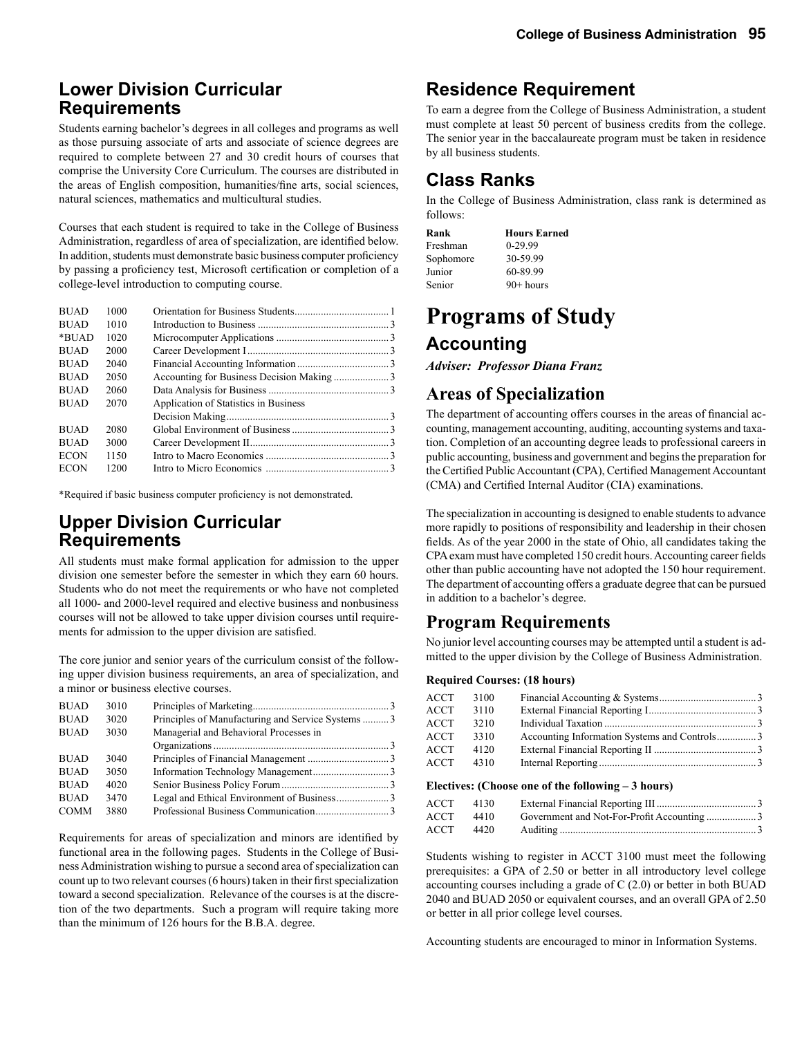## Lower Division Curricular Requirements

Students earning bachelor's degrees in all colleges and programs as well as those pursuing associate of arts and associate of science degrees are required to complete between 27 and 30 credit hours of courses that comprise the University Core Curriculum. The courses are distributed in the areas of English composition, humanities/fine arts, social sciences, natural sciences, mathematics and multicultural studies.

Courses that each student is required to take in the College of Business Administration, regardless of area of specialization, are identified below. In addition, students must demonstrate basic business computer proficiency by passing a proficiency test, Microsoft certification or completion of a college-level introduction to computing course.

| | | | |
|---|---|---|---|
| BUAD | 1000 | Orientation for Business Students | 1 |
| BUAD | 1010 | Introduction to Business | 3 |
| *BUAD | 1020 | Microcomputer Applications | 3 |
| BUAD | 2000 | Career Development I | 3 |
| BUAD | 2040 | Financial Accounting Information | 3 |
| BUAD | 2050 | Accounting for Business Decision Making | 3 |
| BUAD | 2060 | Data Analysis for Business | 3 |
| BUAD | 2070 | Application of Statistics in Business Decision Making | 3 |
| BUAD | 2080 | Global Environment of Business | 3 |
| BUAD | 3000 | Career Development II | 3 |
| ECON | 1150 | Intro to Macro Economics | 3 |
| ECON | 1200 | Intro to Micro Economics | 3 |

*Required if basic business computer proficiency is not demonstrated.

## Upper Division Curricular Requirements

All students must make formal application for admission to the upper division one semester before the semester in which they earn 60 hours. Students who do not meet the requirements or who have not completed all 1000- and 2000-level required and elective business and nonbusiness courses will not be allowed to take upper division courses until requirements for admission to the upper division are satisfied.

The core junior and senior years of the curriculum consist of the following upper division business requirements, an area of specialization, and a minor or business elective courses.

| | | | |
|---|---|---|---|
| BUAD | 3010 | Principles of Marketing | 3 |
| BUAD | 3020 | Principles of Manufacturing and Service Systems | 3 |
| BUAD | 3030 | Managerial and Behavioral Processes in Organizations | 3 |
| BUAD | 3040 | Principles of Financial Management | 3 |
| BUAD | 3050 | Information Technology Management | 3 |
| BUAD | 4020 | Senior Business Policy Forum | 3 |
| BUAD | 3470 | Legal and Ethical Environment of Business | 3 |
| COMM | 3880 | Professional Business Communication | 3 |

Requirements for areas of specialization and minors are identified by functional area in the following pages. Students in the College of Business Administration wishing to pursue a second area of specialization can count up to two relevant courses (6 hours) taken in their first specialization toward a second specialization. Relevance of the courses is at the discretion of the two departments. Such a program will require taking more than the minimum of 126 hours for the B.B.A. degree.

## Residence Requirement

To earn a degree from the College of Business Administration, a student must complete at least 50 percent of business credits from the college. The senior year in the baccalaureate program must be taken in residence by all business students.

## Class Ranks

In the College of Business Administration, class rank is determined as follows:

| Rank | Hours Earned |
|---|---|
| Freshman | 0-29.99 |
| Sophomore | 30-59.99 |
| Junior | 60-89.99 |
| Senior | 90+ hours |

# Programs of Study

## Accounting

***Adviser: Professor Diana Franz***

### Areas of Specialization

The department of accounting offers courses in the areas of financial accounting, management accounting, auditing, accounting systems and taxation. Completion of an accounting degree leads to professional careers in public accounting, business and government and begins the preparation for the Certified Public Accountant (CPA), Certified Management Accountant (CMA) and Certified Internal Auditor (CIA) examinations.

The specialization in accounting is designed to enable students to advance more rapidly to positions of responsibility and leadership in their chosen fields. As of the year 2000 in the state of Ohio, all candidates taking the CPA exam must have completed 150 credit hours. Accounting career fields other than public accounting have not adopted the 150 hour requirement. The department of accounting offers a graduate degree that can be pursued in addition to a bachelor's degree.

### Program Requirements

No junior level accounting courses may be attempted until a student is admitted to the upper division by the College of Business Administration.

**Required Courses: (18 hours)**

| | | | |
|---|---|---|---|
| ACCT | 3100 | Financial Accounting & Systems | 3 |
| ACCT | 3110 | External Financial Reporting I | 3 |
| ACCT | 3210 | Individual Taxation | 3 |
| ACCT | 3310 | Accounting Information Systems and Controls | 3 |
| ACCT | 4120 | External Financial Reporting II | 3 |
| ACCT | 4310 | Internal Reporting | 3 |

**Electives: (Choose one of the following – 3 hours)**

| | | | |
|---|---|---|---|
| ACCT | 4130 | External Financial Reporting III | 3 |
| ACCT | 4410 | Government and Not-For-Profit Accounting | 3 |
| ACCT | 4420 | Auditing | 3 |

Students wishing to register in ACCT 3100 must meet the following prerequisites: a GPA of 2.50 or better in all introductory level college accounting courses including a grade of C (2.0) or better in both BUAD 2040 and BUAD 2050 or equivalent courses, and an overall GPA of 2.50 or better in all prior college level courses.

Accounting students are encouraged to minor in Information Systems.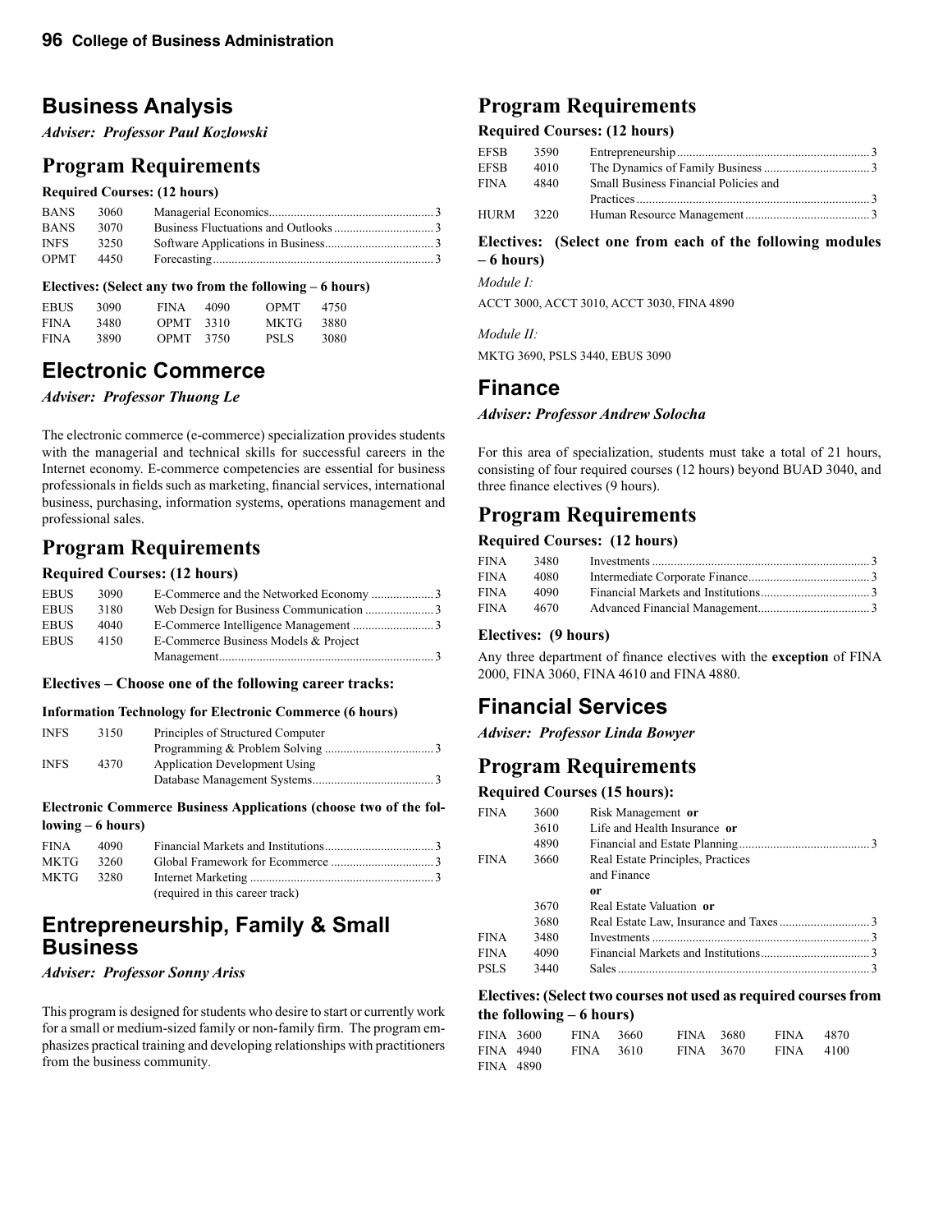## Business Analysis

***Adviser: Professor Paul Kozlowski***

### Program Requirements

**Required Courses: (12 hours)**

| | | | |
|---|---|---|---|
| BANS | 3060 | Managerial Economics | 3 |
| BANS | 3070 | Business Fluctuations and Outlooks | 3 |
| INFS | 3250 | Software Applications in Business | 3 |
| OPMT | 4450 | Forecasting | 3 |

**Electives: (Select any two from the following – 6 hours)**

| | | |
|---|---|---|
| EBUS 3090 | FINA 4090 | OPMT 4750 |
| FINA 3480 | OPMT 3310 | MKTG 3880 |
| FINA 3890 | OPMT 3750 | PSLS 3080 |

## Electronic Commerce

***Adviser: Professor Thuong Le***

The electronic commerce (e-commerce) specialization provides students with the managerial and technical skills for successful careers in the Internet economy. E-commerce competencies are essential for business professionals in fields such as marketing, financial services, international business, purchasing, information systems, operations management and professional sales.

### Program Requirements

**Required Courses: (12 hours)**

| | | | |
|---|---|---|---|
| EBUS | 3090 | E-Commerce and the Networked Economy | 3 |
| EBUS | 3180 | Web Design for Business Communication | 3 |
| EBUS | 4040 | E-Commerce Intelligence Management | 3 |
| EBUS | 4150 | E-Commerce Business Models & Project Management | 3 |

**Electives – Choose one of the following career tracks:**

**Information Technology for Electronic Commerce (6 hours)**

| | | | |
|---|---|---|---|
| INFS | 3150 | Principles of Structured Computer Programming & Problem Solving | 3 |
| INFS | 4370 | Application Development Using Database Management Systems | 3 |

**Electronic Commerce Business Applications (choose two of the following – 6 hours)**

| | | | |
|---|---|---|---|
| FINA | 4090 | Financial Markets and Institutions | 3 |
| MKTG | 3260 | Global Framework for Ecommerce | 3 |
| MKTG | 3280 | Internet Marketing (required in this career track) | 3 |

## Entrepreneurship, Family & Small Business

***Adviser: Professor Sonny Ariss***

This program is designed for students who desire to start or currently work for a small or medium-sized family or non-family firm. The program emphasizes practical training and developing relationships with practitioners from the business community.

### Program Requirements

**Required Courses: (12 hours)**

| | | | |
|---|---|---|---|
| EFSB | 3590 | Entrepreneurship | 3 |
| EFSB | 4010 | The Dynamics of Family Business | 3 |
| FINA | 4840 | Small Business Financial Policies and Practices | 3 |
| HURM | 3220 | Human Resource Management | 3 |

**Electives: (Select one from each of the following modules – 6 hours)**

*Module I:*

ACCT 3000, ACCT 3010, ACCT 3030, FINA 4890

*Module II:*

MKTG 3690, PSLS 3440, EBUS 3090

## Finance

***Adviser: Professor Andrew Solocha***

For this area of specialization, students must take a total of 21 hours, consisting of four required courses (12 hours) beyond BUAD 3040, and three finance electives (9 hours).

### Program Requirements

**Required Courses: (12 hours)**

| | | | |
|---|---|---|---|
| FINA | 3480 | Investments | 3 |
| FINA | 4080 | Intermediate Corporate Finance | 3 |
| FINA | 4090 | Financial Markets and Institutions | 3 |
| FINA | 4670 | Advanced Financial Management | 3 |

**Electives: (9 hours)**

Any three department of finance electives with the **exception** of FINA 2000, FINA 3060, FINA 4610 and FINA 4880.

## Financial Services

***Adviser: Professor Linda Bowyer***

### Program Requirements

**Required Courses (15 hours):**

| | | | |
|---|---|---|---|
| FINA | 3600 | Risk Management **or** | |
| | 3610 | Life and Health Insurance **or** | |
| | 4890 | Financial and Estate Planning | 3 |
| FINA | 3660 | Real Estate Principles, Practices and Finance | |
| | | **or** | |
| | 3670 | Real Estate Valuation **or** | |
| | 3680 | Real Estate Law, Insurance and Taxes | 3 |
| FINA | 3480 | Investments | 3 |
| FINA | 4090 | Financial Markets and Institutions | 3 |
| PSLS | 3440 | Sales | 3 |

**Electives: (Select two courses not used as required courses from the following – 6 hours)**

| | | | |
|---|---|---|---|
| FINA 3600 | FINA 3660 | FINA 3680 | FINA 4870 |
| FINA 4940 | FINA 3610 | FINA 3670 | FINA 4100 |
| FINA 4890 | | | |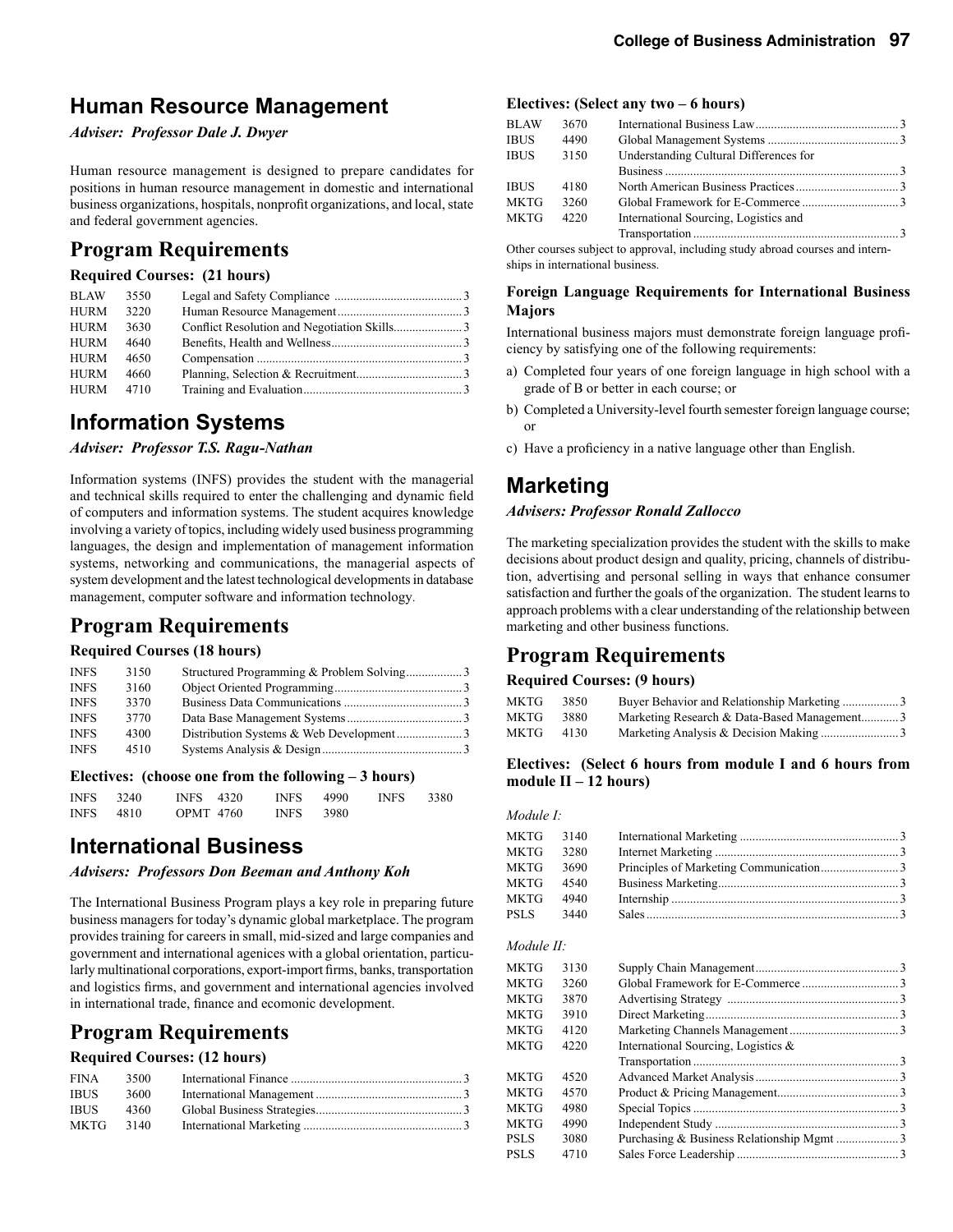# Human Resource Management

*Adviser: Professor Dale J. Dwyer*

Human resource management is designed to prepare candidates for positions in human resource management in domestic and international business organizations, hospitals, nonprofit organizations, and local, state and federal government agencies.

## Program Requirements

**Required Courses: (21 hours)**

| | | | |
|---|---|---|---|
| BLAW | 3550 | Legal and Safety Compliance | 3 |
| HURM | 3220 | Human Resource Management | 3 |
| HURM | 3630 | Conflict Resolution and Negotiation Skills | 3 |
| HURM | 4640 | Benefits, Health and Wellness | 3 |
| HURM | 4650 | Compensation | 3 |
| HURM | 4660 | Planning, Selection & Recruitment | 3 |
| HURM | 4710 | Training and Evaluation | 3 |

# Information Systems

*Adviser: Professor T.S. Ragu-Nathan*

Information systems (INFS) provides the student with the managerial and technical skills required to enter the challenging and dynamic field of computers and information systems. The student acquires knowledge involving a variety of topics, including widely used business programming languages, the design and implementation of management information systems, networking and communications, the managerial aspects of system development and the latest technological developments in database management, computer software and information technology.

## Program Requirements

**Required Courses (18 hours)**

| | | | |
|---|---|---|---|
| INFS | 3150 | Structured Programming & Problem Solving | 3 |
| INFS | 3160 | Object Oriented Programming | 3 |
| INFS | 3370 | Business Data Communications | 3 |
| INFS | 3770 | Data Base Management Systems | 3 |
| INFS | 4300 | Distribution Systems & Web Development | 3 |
| INFS | 4510 | Systems Analysis & Design | 3 |

**Electives: (choose one from the following – 3 hours)**

| | | | | | | | |
|---|---|---|---|---|---|---|---|
| INFS | 3240 | INFS | 4320 | INFS | 4990 | INFS | 3380 |
| INFS | 4810 | OPMT | 4760 | INFS | 3980 | | |

# International Business

*Advisers: Professors Don Beeman and Anthony Koh*

The International Business Program plays a key role in preparing future business managers for today's dynamic global marketplace. The program provides training for careers in small, mid-sized and large companies and government and international agenices with a global orientation, particularly multinational corporations, export-import firms, banks, transportation and logistics firms, and government and international agencies involved in international trade, finance and ecomonic development.

## Program Requirements

**Required Courses: (12 hours)**

| | | | |
|---|---|---|---|
| FINA | 3500 | International Finance | 3 |
| IBUS | 3600 | International Management | 3 |
| IBUS | 4360 | Global Business Strategies | 3 |
| MKTG | 3140 | International Marketing | 3 |

**Electives: (Select any two – 6 hours)**

| | | | |
|---|---|---|---|
| BLAW | 3670 | International Business Law | 3 |
| IBUS | 4490 | Global Management Systems | 3 |
| IBUS | 3150 | Understanding Cultural Differences for Business | 3 |
| IBUS | 4180 | North American Business Practices | 3 |
| MKTG | 3260 | Global Framework for E-Commerce | 3 |
| MKTG | 4220 | International Sourcing, Logistics and Transportation | 3 |

Other courses subject to approval, including study abroad courses and internships in international business.

### Foreign Language Requirements for International Business Majors

International business majors must demonstrate foreign language proficiency by satisfying one of the following requirements:

a) Completed four years of one foreign language in high school with a grade of B or better in each course; or

b) Completed a University-level fourth semester foreign language course; or

c) Have a proficiency in a native language other than English.

# Marketing

*Advisers: Professor Ronald Zallocco*

The marketing specialization provides the student with the skills to make decisions about product design and quality, pricing, channels of distribution, advertising and personal selling in ways that enhance consumer satisfaction and further the goals of the organization. The student learns to approach problems with a clear understanding of the relationship between marketing and other business functions.

## Program Requirements

**Required Courses: (9 hours)**

| | | | |
|---|---|---|---|
| MKTG | 3850 | Buyer Behavior and Relationship Marketing | 3 |
| MKTG | 3880 | Marketing Research & Data-Based Management | 3 |
| MKTG | 4130 | Marketing Analysis & Decision Making | 3 |

**Electives: (Select 6 hours from module I and 6 hours from module II – 12 hours)**

*Module I:*

| | | | |
|---|---|---|---|
| MKTG | 3140 | International Marketing | 3 |
| MKTG | 3280 | Internet Marketing | 3 |
| MKTG | 3690 | Principles of Marketing Communication | 3 |
| MKTG | 4540 | Business Marketing | 3 |
| MKTG | 4940 | Internship | 3 |
| PSLS | 3440 | Sales | 3 |

*Module II:*

| | | | |
|---|---|---|---|
| MKTG | 3130 | Supply Chain Management | 3 |
| MKTG | 3260 | Global Framework for E-Commerce | 3 |
| MKTG | 3870 | Advertising Strategy | 3 |
| MKTG | 3910 | Direct Marketing | 3 |
| MKTG | 4120 | Marketing Channels Management | 3 |
| MKTG | 4220 | International Sourcing, Logistics & Transportation | 3 |
| MKTG | 4520 | Advanced Market Analysis | 3 |
| MKTG | 4570 | Product & Pricing Management | 3 |
| MKTG | 4980 | Special Topics | 3 |
| MKTG | 4990 | Independent Study | 3 |
| PSLS | 3080 | Purchasing & Business Relationship Mgmt | 3 |
| PSLS | 4710 | Sales Force Leadership | 3 |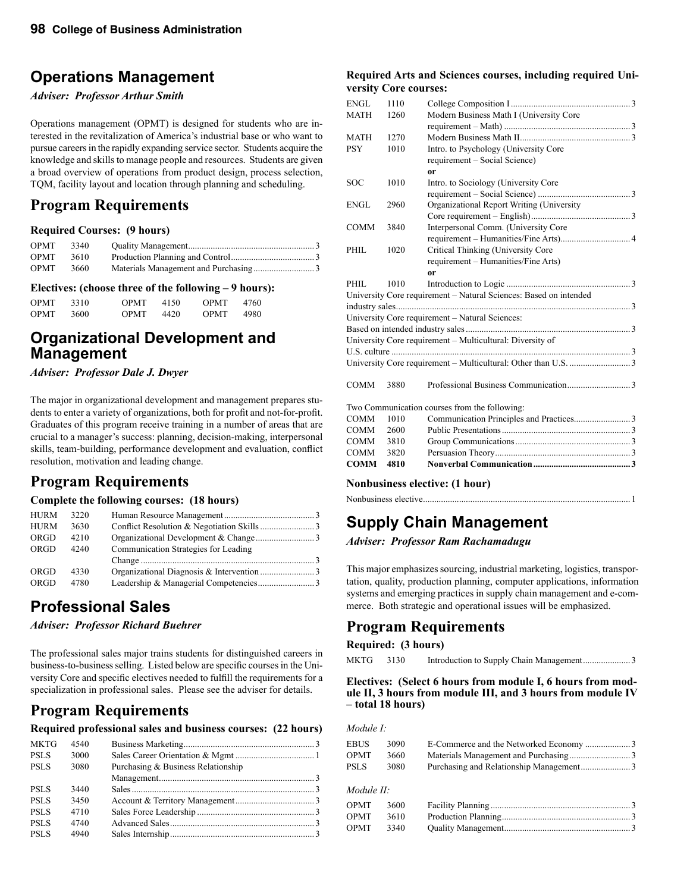# Operations Management

*Adviser: Professor Arthur Smith*

Operations management (OPMT) is designed for students who are interested in the revitalization of America's industrial base or who want to pursue careers in the rapidly expanding service sector. Students acquire the knowledge and skills to manage people and resources. Students are given a broad overview of operations from product design, process selection, TQM, facility layout and location through planning and scheduling.

## Program Requirements

### Required Courses: (9 hours)

| | | | |
|---|---|---|---|
| OPMT | 3340 | Quality Management | 3 |
| OPMT | 3610 | Production Planning and Control | 3 |
| OPMT | 3660 | Materials Management and Purchasing | 3 |

### Electives: (choose three of the following – 9 hours):

| | | | | | |
|---|---|---|---|---|---|
| OPMT | 3310 | OPMT | 4150 | OPMT | 4760 |
| OPMT | 3600 | OPMT | 4420 | OPMT | 4980 |

# Organizational Development and Management

*Adviser: Professor Dale J. Dwyer*

The major in organizational development and management prepares students to enter a variety of organizations, both for profit and not-for-profit. Graduates of this program receive training in a number of areas that are crucial to a manager's success: planning, decision-making, interpersonal skills, team-building, performance development and evaluation, conflict resolution, motivation and leading change.

## Program Requirements

### Complete the following courses: (18 hours)

| | | | |
|---|---|---|---|
| HURM | 3220 | Human Resource Management | 3 |
| HURM | 3630 | Conflict Resolution & Negotiation Skills | 3 |
| ORGD | 4210 | Organizational Development & Change | 3 |
| ORGD | 4240 | Communication Strategies for Leading Change | 3 |
| ORGD | 4330 | Organizational Diagnosis & Intervention | 3 |
| ORGD | 4780 | Leadership & Managerial Competencies | 3 |

# Professional Sales

*Adviser: Professor Richard Buehrer*

The professional sales major trains students for distinguished careers in business-to-business selling. Listed below are specific courses in the University Core and specific electives needed to fulfill the requirements for a specialization in professional sales. Please see the adviser for details.

## Program Requirements

### Required professional sales and business courses: (22 hours)

| | | | |
|---|---|---|---|
| MKTG | 4540 | Business Marketing | 3 |
| PSLS | 3000 | Sales Career Orientation & Mgmt | 1 |
| PSLS | 3080 | Purchasing & Business Relationship Management | 3 |
| PSLS | 3440 | Sales | 3 |
| PSLS | 3450 | Account & Territory Management | 3 |
| PSLS | 4710 | Sales Force Leadership | 3 |
| PSLS | 4740 | Advanced Sales | 3 |
| PSLS | 4940 | Sales Internship | 3 |

### Required Arts and Sciences courses, including required University Core courses:

| | | | |
|---|---|---|---|
| ENGL | 1110 | College Composition I | 3 |
| MATH | 1260 | Modern Business Math I (University Core requirement – Math) | 3 |
| MATH | 1270 | Modern Business Math II | 3 |
| PSY | 1010 | Intro. to Psychology (University Core requirement – Social Science) **or** | |
| SOC | 1010 | Intro. to Sociology (University Core requirement – Social Science) | 3 |
| ENGL | 2960 | Organizational Report Writing (University Core requirement – English) | 3 |
| COMM | 3840 | Interpersonal Comm. (University Core requirement – Humanities/Fine Arts) | 4 |
| PHIL | 1020 | Critical Thinking (University Core requirement – Humanities/Fine Arts) **or** | |
| PHIL | 1010 | Introduction to Logic | 3 |

University Core requirement – Natural Sciences: Based on intended industry sales ... 3
University Core requirement – Natural Sciences: Based on intended industry sales ... 3
University Core requirement – Multicultural: Diversity of U.S. culture ... 3
University Core requirement – Multicultural: Other than U.S. ... 3

| | | | |
|---|---|---|---|
| COMM | 3880 | Professional Business Communication | 3 |

Two Communication courses from the following:

| | | | |
|---|---|---|---|
| COMM | 1010 | Communication Principles and Practices | 3 |
| COMM | 2600 | Public Presentations | 3 |
| COMM | 3810 | Group Communications | 3 |
| COMM | 3820 | Persuasion Theory | 3 |
| **COMM** | **4810** | **Nonverbal Communication** | **3** |

### Nonbusiness elective: (1 hour)

Nonbusiness elective ... 1

# Supply Chain Management

*Adviser: Professor Ram Rachamadugu*

This major emphasizes sourcing, industrial marketing, logistics, transportation, quality, production planning, computer applications, information systems and emerging practices in supply chain management and e-commerce. Both strategic and operational issues will be emphasized.

## Program Requirements

### Required: (3 hours)

| | | | |
|---|---|---|---|
| MKTG | 3130 | Introduction to Supply Chain Management | 3 |

### Electives: (Select 6 hours from module I, 6 hours from module II, 3 hours from module III, and 3 hours from module IV – total 18 hours)

*Module I:*

| | | | |
|---|---|---|---|
| EBUS | 3090 | E-Commerce and the Networked Economy | 3 |
| OPMT | 3660 | Materials Management and Purchasing | 3 |
| PSLS | 3080 | Purchasing and Relationship Management | 3 |

*Module II:*

| | | | |
|---|---|---|---|
| OPMT | 3600 | Facility Planning | 3 |
| OPMT | 3610 | Production Planning | 3 |
| OPMT | 3340 | Quality Management | 3 |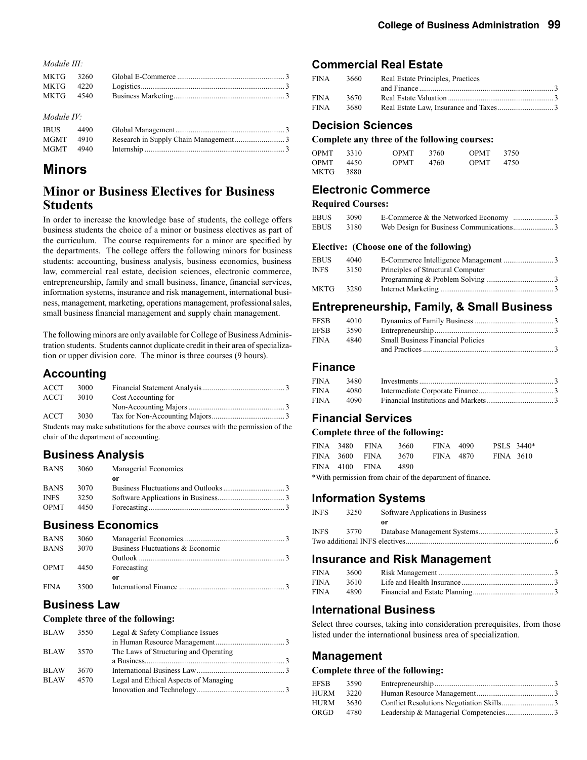*Module III:*

| | | | |
|---|---|---|---|
| MKTG | 3260 | Global E-Commerce | 3 |
| MKTG | 4220 | Logistics | 3 |
| MKTG | 4540 | Business Marketing | 3 |

*Module IV:*

| | | | |
|---|---|---|---|
| IBUS | 4490 | Global Management | 3 |
| MGMT | 4910 | Research in Supply Chain Management | 3 |
| MGMT | 4940 | Internship | 3 |

# Minors

## Minor or Business Electives for Business Students

In order to increase the knowledge base of students, the college offers business students the choice of a minor or business electives as part of the curriculum. The course requirements for a minor are specified by the departments. The college offers the following minors for business students: accounting, business analysis, business economics, business law, commercial real estate, decision sciences, electronic commerce, entrepreneurship, family and small business, finance, financial services, information systems, insurance and risk management, international business, management, marketing, operations management, professional sales, small business financial management and supply chain management.

The following minors are only available for College of Business Administration students. Students cannot duplicate credit in their area of specialization or upper division core. The minor is three courses (9 hours).

### Accounting

| | | | |
|---|---|---|---|
| ACCT | 3000 | Financial Statement Analysis | 3 |
| ACCT | 3010 | Cost Accounting for Non-Accounting Majors | 3 |
| ACCT | 3030 | Tax for Non-Accounting Majors | 3 |

Students may make substitutions for the above courses with the permission of the chair of the department of accounting.

### Business Analysis

| | | | |
|---|---|---|---|
| BANS | 3060 | Managerial Economics | |
| | | **or** | |
| BANS | 3070 | Business Fluctuations and Outlooks | 3 |
| INFS | 3250 | Software Applications in Business | 3 |
| OPMT | 4450 | Forecasting | 3 |

### Business Economics

| | | | |
|---|---|---|---|
| BANS | 3060 | Managerial Economics | 3 |
| BANS | 3070 | Business Fluctuations & Economic Outlook | 3 |
| OPMT | 4450 | Forecasting | |
| | | **or** | |
| FINA | 3500 | International Finance | 3 |

### Business Law

**Complete three of the following:**

| | | | |
|---|---|---|---|
| BLAW | 3550 | Legal & Safety Compliance Issues in Human Resource Management | 3 |
| BLAW | 3570 | The Laws of Structuring and Operating a Business | 3 |
| BLAW | 3670 | International Business Law | 3 |
| BLAW | 4570 | Legal and Ethical Aspects of Managing Innovation and Technology | 3 |

### Commercial Real Estate

| | | | |
|---|---|---|---|
| FINA | 3660 | Real Estate Principles, Practices and Finance | 3 |
| FINA | 3670 | Real Estate Valuation | 3 |
| FINA | 3680 | Real Estate Law, Insurance and Taxes | 3 |

### Decision Sciences

**Complete any three of the following courses:**

| | | | | | |
|---|---|---|---|---|---|
| OPMT | 3310 | OPMT | 3760 | OPMT | 3750 |
| OPMT | 4450 | OPMT | 4760 | OPMT | 4750 |
| MKTG | 3880 | | | | |

### Electronic Commerce

**Required Courses:**

| | | | |
|---|---|---|---|
| EBUS | 3090 | E-Commerce & the Networked Economy | 3 |
| EBUS | 3180 | Web Design for Business Communications | 3 |

**Elective: (Choose one of the following)**

| | | | |
|---|---|---|---|
| EBUS | 4040 | E-Commerce Intelligence Management | 3 |
| INFS | 3150 | Principles of Structural Computer Programming & Problem Solving | 3 |
| MKTG | 3280 | Internet Marketing | 3 |

### Entrepreneurship, Family, & Small Business

| | | | |
|---|---|---|---|
| EFSB | 4010 | Dynamics of Family Business | 3 |
| EFSB | 3590 | Entrepreneurship | 3 |
| FINA | 4840 | Small Business Financial Policies and Practices | 3 |

### Finance

| | | | |
|---|---|---|---|
| FINA | 3480 | Investments | 3 |
| FINA | 4080 | Intermediate Corporate Finance | 3 |
| FINA | 4090 | Financial Institutions and Markets | 3 |

### Financial Services

**Complete three of the following:**

| | | | | | | | |
|---|---|---|---|---|---|---|---|
| FINA | 3480 | FINA | 3660 | FINA | 4090 | PSLS | 3440* |
| FINA | 3600 | FINA | 3670 | FINA | 4870 | FINA | 3610 |
| FINA | 4100 | FINA | 4890 | | | | |

*With permission from chair of the department of finance.

### Information Systems

| | | | |
|---|---|---|---|
| INFS | 3250 | Software Applications in Business | |
| | | **or** | |
| INFS | 3770 | Database Management Systems | 3 |
| Two additional INFS electives | | | 6 |

### Insurance and Risk Management

| | | | |
|---|---|---|---|
| FINA | 3600 | Risk Management | 3 |
| FINA | 3610 | Life and Health Insurance | 3 |
| FINA | 4890 | Financial and Estate Planning | 3 |

### International Business

Select three courses, taking into consideration prerequisites, from those listed under the international business area of specialization.

### Management

**Complete three of the following:**

| | | | |
|---|---|---|---|
| EFSB | 3590 | Entrepreneurship | 3 |
| HURM | 3220 | Human Resource Management | 3 |
| HURM | 3630 | Conflict Resolutions Negotiation Skills | 3 |
| ORGD | 4780 | Leadership & Managerial Competencies | 3 |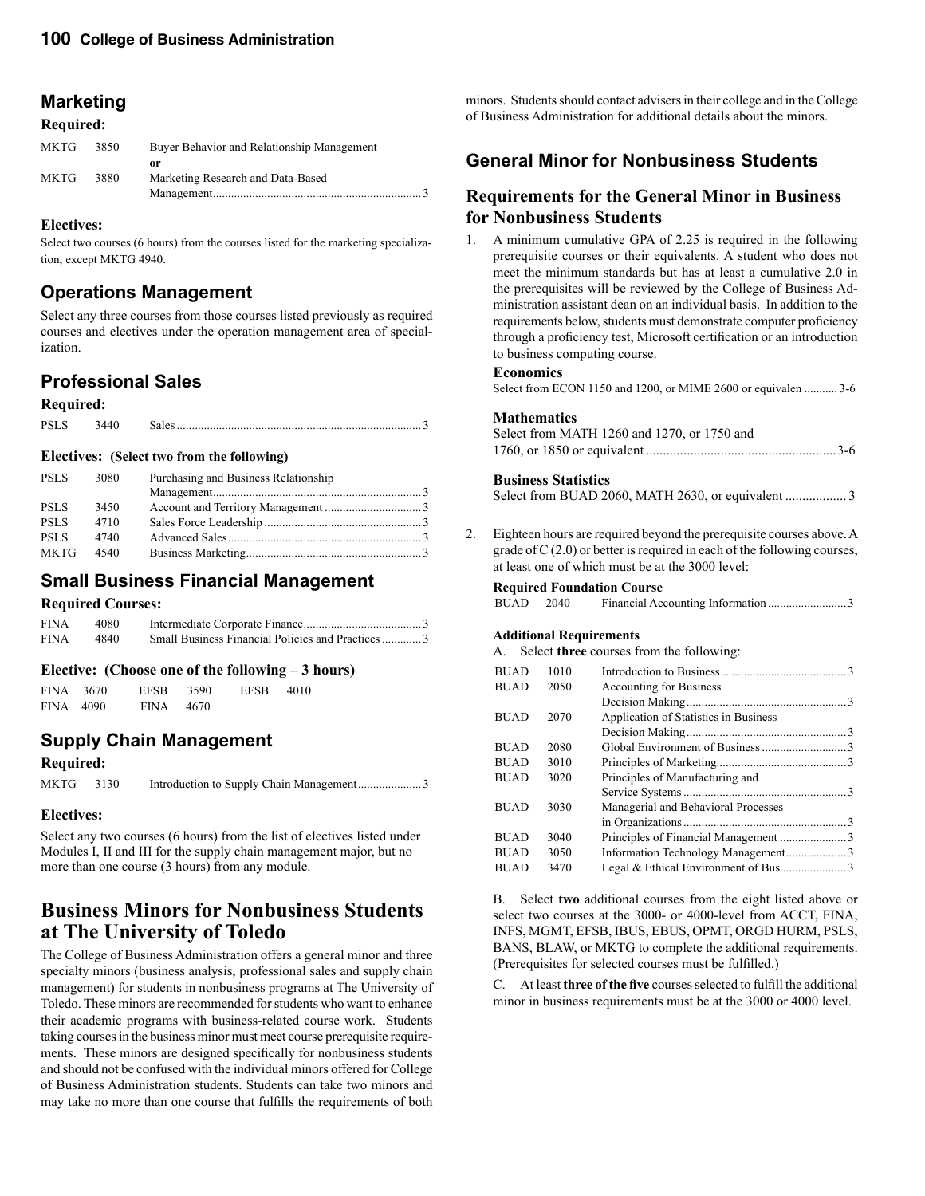## Marketing

### Required:

| | | | |
|---|---|---|---|
| MKTG | 3850 | Buyer Behavior and Relationship Management<br>**or** | |
| MKTG | 3880 | Marketing Research and Data-Based Management | 3 |

### Electives:

Select two courses (6 hours) from the courses listed for the marketing specialization, except MKTG 4940.

## Operations Management

Select any three courses from those courses listed previously as required courses and electives under the operation management area of specialization.

## Professional Sales

### Required:

| | | | |
|---|---|---|---|
| PSLS | 3440 | Sales | 3 |

### Electives: (Select two from the following)

| | | | |
|---|---|---|---|
| PSLS | 3080 | Purchasing and Business Relationship Management | 3 |
| PSLS | 3450 | Account and Territory Management | 3 |
| PSLS | 4710 | Sales Force Leadership | 3 |
| PSLS | 4740 | Advanced Sales | 3 |
| MKTG | 4540 | Business Marketing | 3 |

## Small Business Financial Management

### Required Courses:

| | | | |
|---|---|---|---|
| FINA | 4080 | Intermediate Corporate Finance | 3 |
| FINA | 4840 | Small Business Financial Policies and Practices | 3 |

### Elective: (Choose one of the following – 3 hours)

FINA 3670 EFSB 3590 EFSB 4010
FINA 4090 FINA 4670

## Supply Chain Management

### Required:

| | | | |
|---|---|---|---|
| MKTG | 3130 | Introduction to Supply Chain Management | 3 |

### Electives:

Select any two courses (6 hours) from the list of electives listed under Modules I, II and III for the supply chain management major, but no more than one course (3 hours) from any module.

# Business Minors for Nonbusiness Students at The University of Toledo

The College of Business Administration offers a general minor and three specialty minors (business analysis, professional sales and supply chain management) for students in nonbusiness programs at The University of Toledo. These minors are recommended for students who want to enhance their academic programs with business-related course work. Students taking courses in the business minor must meet course prerequisite requirements. These minors are designed specifically for nonbusiness students and should not be confused with the individual minors offered for College of Business Administration students. Students can take two minors and may take no more than one course that fulfills the requirements of both minors. Students should contact advisers in their college and in the College of Business Administration for additional details about the minors.

## General Minor for Nonbusiness Students

### Requirements for the General Minor in Business for Nonbusiness Students

1. A minimum cumulative GPA of 2.25 is required in the following prerequisite courses or their equivalents. A student who does not meet the minimum standards but has at least a cumulative 2.0 in the prerequisites will be reviewed by the College of Business Administration assistant dean on an individual basis. In addition to the requirements below, students must demonstrate computer proficiency through a proficiency test, Microsoft certification or an introduction to business computing course.

   **Economics**
   Select from ECON 1150 and 1200, or MIME 2600 or equivalen ........... 3-6

   **Mathematics**
   Select from MATH 1260 and 1270, or 1750 and 1760, or 1850 or equivalent ........... 3-6

   **Business Statistics**
   Select from BUAD 2060, MATH 2630, or equivalent ........... 3

2. Eighteen hours are required beyond the prerequisite courses above. A grade of C (2.0) or better is required in each of the following courses, at least one of which must be at the 3000 level:

   **Required Foundation Course**

   | | | | |
   |---|---|---|---|
   | BUAD | 2040 | Financial Accounting Information | 3 |

   **Additional Requirements**

   A. Select **three** courses from the following:

   | | | | |
   |---|---|---|---|
   | BUAD | 1010 | Introduction to Business | 3 |
   | BUAD | 2050 | Accounting for Business Decision Making | 3 |
   | BUAD | 2070 | Application of Statistics in Business Decision Making | 3 |
   | BUAD | 2080 | Global Environment of Business | 3 |
   | BUAD | 3010 | Principles of Marketing | 3 |
   | BUAD | 3020 | Principles of Manufacturing and Service Systems | 3 |
   | BUAD | 3030 | Managerial and Behavioral Processes in Organizations | 3 |
   | BUAD | 3040 | Principles of Financial Management | 3 |
   | BUAD | 3050 | Information Technology Management | 3 |
   | BUAD | 3470 | Legal & Ethical Environment of Bus. | 3 |

   B. Select **two** additional courses from the eight listed above or select two courses at the 3000- or 4000-level from ACCT, FINA, INFS, MGMT, EFSB, IBUS, EBUS, OPMT, ORGD HURM, PSLS, BANS, BLAW, or MKTG to complete the additional requirements. (Prerequisites for selected courses must be fulfilled.)

   C. At least **three of the five** courses selected to fulfill the additional minor in business requirements must be at the 3000 or 4000 level.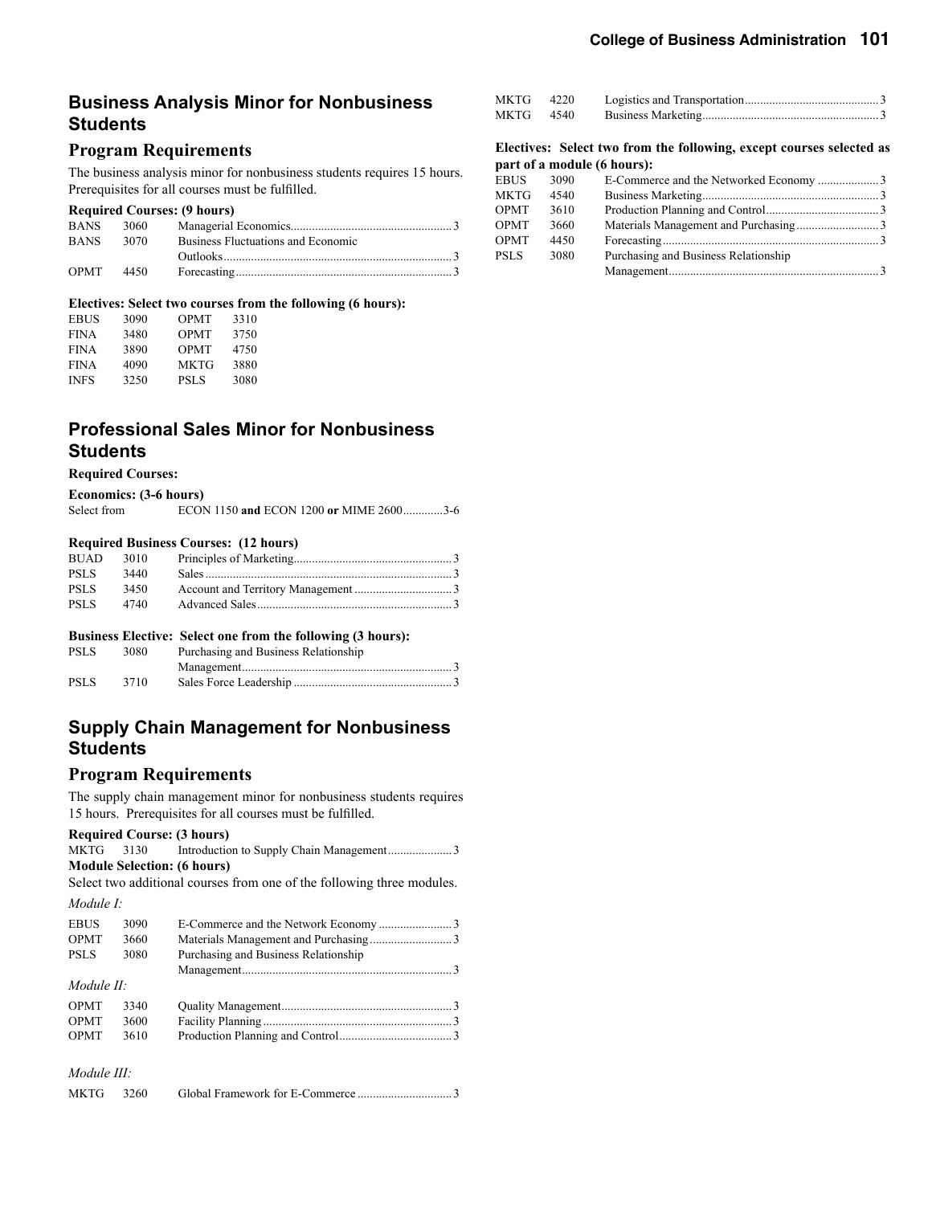## Business Analysis Minor for Nonbusiness Students

### Program Requirements

The business analysis minor for nonbusiness students requires 15 hours. Prerequisites for all courses must be fulfilled.

**Required Courses: (9 hours)**

| | | | |
|---|---|---|---|
| BANS | 3060 | Managerial Economics | 3 |
| BANS | 3070 | Business Fluctuations and Economic Outlooks | 3 |
| OPMT | 4450 | Forecasting | 3 |

**Electives: Select two courses from the following (6 hours):**

| | | | |
|---|---|---|---|
| EBUS | 3090 | OPMT | 3310 |
| FINA | 3480 | OPMT | 3750 |
| FINA | 3890 | OPMT | 4750 |
| FINA | 4090 | MKTG | 3880 |
| INFS | 3250 | PSLS | 3080 |

## Professional Sales Minor for Nonbusiness Students

**Required Courses:**

**Economics: (3-6 hours)**

Select from ECON 1150 **and** ECON 1200 **or** MIME 2600 ............3-6

**Required Business Courses: (12 hours)**

| | | | |
|---|---|---|---|
| BUAD | 3010 | Principles of Marketing | 3 |
| PSLS | 3440 | Sales | 3 |
| PSLS | 3450 | Account and Territory Management | 3 |
| PSLS | 4740 | Advanced Sales | 3 |

**Business Elective: Select one from the following (3 hours):**

| | | | |
|---|---|---|---|
| PSLS | 3080 | Purchasing and Business Relationship Management | 3 |
| PSLS | 3710 | Sales Force Leadership | 3 |

## Supply Chain Management for Nonbusiness Students

### Program Requirements

The supply chain management minor for nonbusiness students requires 15 hours. Prerequisites for all courses must be fulfilled.

**Required Course: (3 hours)**

| | | | |
|---|---|---|---|
| MKTG | 3130 | Introduction to Supply Chain Management | 3 |

**Module Selection: (6 hours)**

Select two additional courses from one of the following three modules.

*Module I:*

| | | | |
|---|---|---|---|
| EBUS | 3090 | E-Commerce and the Network Economy | 3 |
| OPMT | 3660 | Materials Management and Purchasing | 3 |
| PSLS | 3080 | Purchasing and Business Relationship Management | 3 |

*Module II:*

| | | | |
|---|---|---|---|
| OPMT | 3340 | Quality Management | 3 |
| OPMT | 3600 | Facility Planning | 3 |
| OPMT | 3610 | Production Planning and Control | 3 |

*Module III:*

| | | | |
|---|---|---|---|
| MKTG | 3260 | Global Framework for E-Commerce | 3 |
| MKTG | 4220 | Logistics and Transportation | 3 |
| MKTG | 4540 | Business Marketing | 3 |

**Electives: Select two from the following, except courses selected as part of a module (6 hours):**

| | | | |
|---|---|---|---|
| EBUS | 3090 | E-Commerce and the Networked Economy | 3 |
| MKTG | 4540 | Business Marketing | 3 |
| OPMT | 3610 | Production Planning and Control | 3 |
| OPMT | 3660 | Materials Management and Purchasing | 3 |
| OPMT | 4450 | Forecasting | 3 |
| PSLS | 3080 | Purchasing and Business Relationship Management | 3 |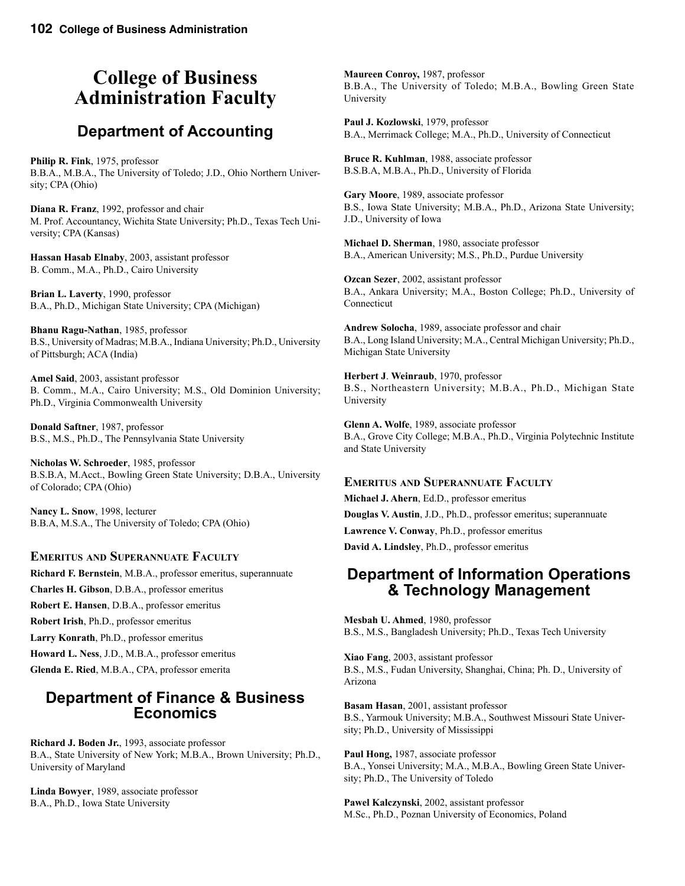# College of Business Administration Faculty

## Department of Accounting

**Philip R. Fink**, 1975, professor
B.B.A., M.B.A., The University of Toledo; J.D., Ohio Northern University; CPA (Ohio)

**Diana R. Franz**, 1992, professor and chair
M. Prof. Accountancy, Wichita State University; Ph.D., Texas Tech University; CPA (Kansas)

**Hassan Hasab Elnaby**, 2003, assistant professor
B. Comm., M.A., Ph.D., Cairo University

**Brian L. Laverty**, 1990, professor
B.A., Ph.D., Michigan State University; CPA (Michigan)

**Bhanu Ragu-Nathan**, 1985, professor
B.S., University of Madras; M.B.A., Indiana University; Ph.D., University of Pittsburgh; ACA (India)

**Amel Said**, 2003, assistant professor
B. Comm., M.A., Cairo University; M.S., Old Dominion University; Ph.D., Virginia Commonwealth University

**Donald Saftner**, 1987, professor
B.S., M.S., Ph.D., The Pennsylvania State University

**Nicholas W. Schroeder**, 1985, professor
B.S.B.A, M.Acct., Bowling Green State University; D.B.A., University of Colorado; CPA (Ohio)

**Nancy L. Snow**, 1998, lecturer
B.B.A, M.S.A., The University of Toledo; CPA (Ohio)

### Emeritus and Superannuate Faculty

**Richard F. Bernstein**, M.B.A., professor emeritus, superannuate

**Charles H. Gibson**, D.B.A., professor emeritus

**Robert E. Hansen**, D.B.A., professor emeritus

**Robert Irish**, Ph.D., professor emeritus

**Larry Konrath**, Ph.D., professor emeritus

**Howard L. Ness**, J.D., M.B.A., professor emeritus

**Glenda E. Ried**, M.B.A., CPA, professor emerita

## Department of Finance & Business Economics

**Richard J. Boden Jr.**, 1993, associate professor
B.A., State University of New York; M.B.A., Brown University; Ph.D., University of Maryland

**Linda Bowyer**, 1989, associate professor
B.A., Ph.D., Iowa State University

**Maureen Conroy,** 1987, professor
B.B.A., The University of Toledo; M.B.A., Bowling Green State University

**Paul J. Kozlowski**, 1979, professor
B.A., Merrimack College; M.A., Ph.D., University of Connecticut

**Bruce R. Kuhlman**, 1988, associate professor
B.S.B.A, M.B.A., Ph.D., University of Florida

**Gary Moore**, 1989, associate professor
B.S., Iowa State University; M.B.A., Ph.D., Arizona State University; J.D., University of Iowa

**Michael D. Sherman**, 1980, associate professor
B.A., American University; M.S., Ph.D., Purdue University

**Ozcan Sezer**, 2002, assistant professor
B.A., Ankara University; M.A., Boston College; Ph.D., University of Connecticut

**Andrew Solocha**, 1989, associate professor and chair
B.A., Long Island University; M.A., Central Michigan University; Ph.D., Michigan State University

**Herbert J. Weinraub**, 1970, professor
B.S., Northeastern University; M.B.A., Ph.D., Michigan State University

**Glenn A. Wolfe**, 1989, associate professor
B.A., Grove City College; M.B.A., Ph.D., Virginia Polytechnic Institute and State University

### Emeritus and Superannuate Faculty

**Michael J. Ahern**, Ed.D., professor emeritus

**Douglas V. Austin**, J.D., Ph.D., professor emeritus; superannuate

**Lawrence V. Conway**, Ph.D., professor emeritus

**David A. Lindsley**, Ph.D., professor emeritus

## Department of Information Operations & Technology Management

**Mesbah U. Ahmed**, 1980, professor
B.S., M.S., Bangladesh University; Ph.D., Texas Tech University

**Xiao Fang**, 2003, assistant professor
B.S., M.S., Fudan University, Shanghai, China; Ph. D., University of Arizona

**Basam Hasan**, 2001, assistant professor
B.S., Yarmouk University; M.B.A., Southwest Missouri State University; Ph.D., University of Mississippi

**Paul Hong,** 1987, associate professor
B.A., Yonsei University; M.A., M.B.A., Bowling Green State University; Ph.D., The University of Toledo

**Pawel Kalczynski**, 2002, assistant professor
M.Sc., Ph.D., Poznan University of Economics, Poland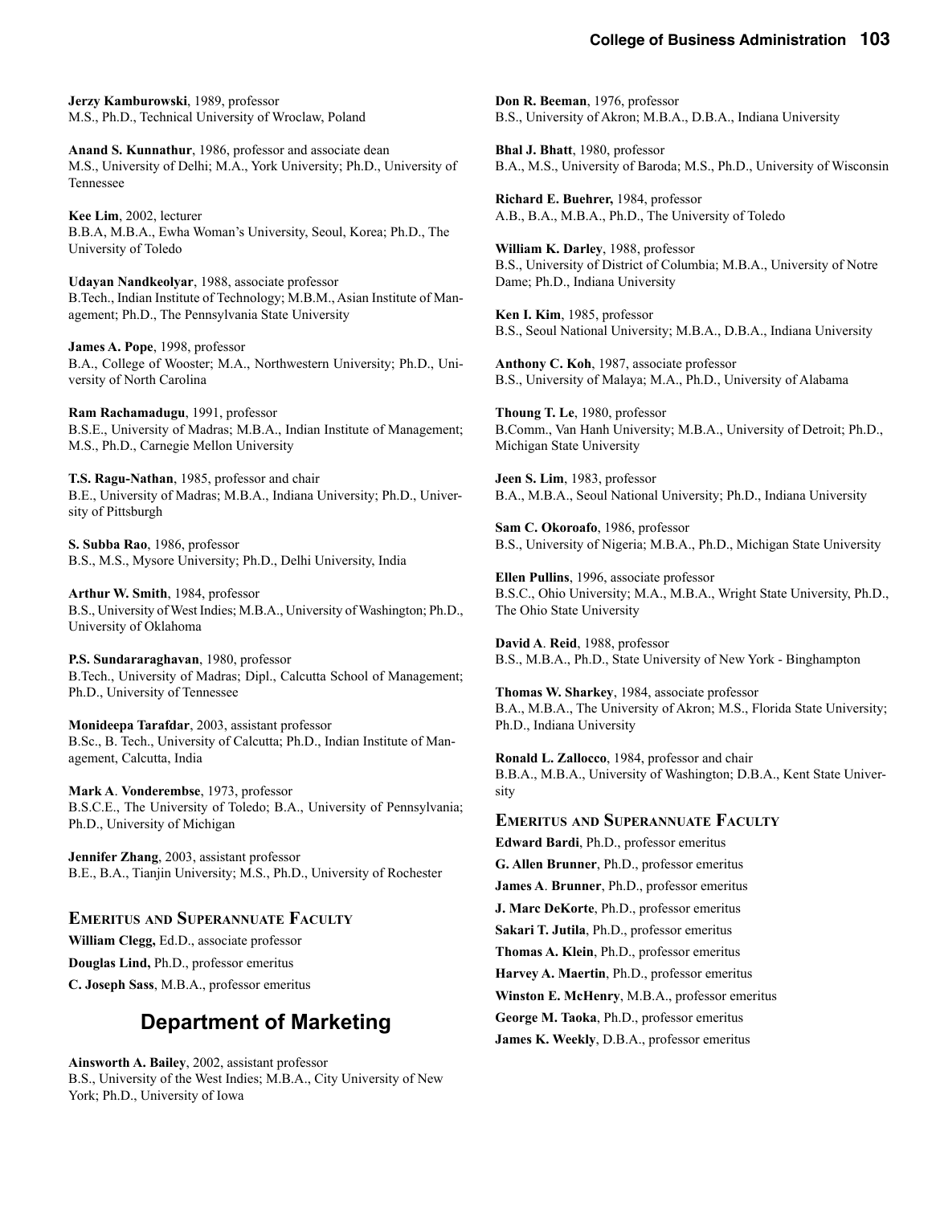**Jerzy Kamburowski**, 1989, professor
M.S., Ph.D., Technical University of Wroclaw, Poland

**Anand S. Kunnathur**, 1986, professor and associate dean
M.S., University of Delhi; M.A., York University; Ph.D., University of Tennessee

**Kee Lim**, 2002, lecturer
B.B.A, M.B.A., Ewha Woman's University, Seoul, Korea; Ph.D., The University of Toledo

**Udayan Nandkeolyar**, 1988, associate professor
B.Tech., Indian Institute of Technology; M.B.M., Asian Institute of Management; Ph.D., The Pennsylvania State University

**James A. Pope**, 1998, professor
B.A., College of Wooster; M.A., Northwestern University; Ph.D., University of North Carolina

**Ram Rachamadugu**, 1991, professor
B.S.E., University of Madras; M.B.A., Indian Institute of Management; M.S., Ph.D., Carnegie Mellon University

**T.S. Ragu-Nathan**, 1985, professor and chair
B.E., University of Madras; M.B.A., Indiana University; Ph.D., University of Pittsburgh

**S. Subba Rao**, 1986, professor
B.S., M.S., Mysore University; Ph.D., Delhi University, India

**Arthur W. Smith**, 1984, professor
B.S., University of West Indies; M.B.A., University of Washington; Ph.D., University of Oklahoma

**P.S. Sundararaghavan**, 1980, professor
B.Tech., University of Madras; Dipl., Calcutta School of Management; Ph.D., University of Tennessee

**Monideepa Tarafdar**, 2003, assistant professor
B.Sc., B. Tech., University of Calcutta; Ph.D., Indian Institute of Management, Calcutta, India

**Mark A. Vonderembse**, 1973, professor
B.S.C.E., The University of Toledo; B.A., University of Pennsylvania; Ph.D., University of Michigan

**Jennifer Zhang**, 2003, assistant professor
B.E., B.A., Tianjin University; M.S., Ph.D., University of Rochester

### Emeritus and Superannuate Faculty

**William Clegg,** Ed.D., associate professor

**Douglas Lind,** Ph.D., professor emeritus

**C. Joseph Sass**, M.B.A., professor emeritus

## Department of Marketing

**Ainsworth A. Bailey**, 2002, assistant professor
B.S., University of the West Indies; M.B.A., City University of New York; Ph.D., University of Iowa

**Don R. Beeman**, 1976, professor
B.S., University of Akron; M.B.A., D.B.A., Indiana University

**Bhal J. Bhatt**, 1980, professor
B.A., M.S., University of Baroda; M.S., Ph.D., University of Wisconsin

**Richard E. Buehrer,** 1984, professor
A.B., B.A., M.B.A., Ph.D., The University of Toledo

**William K. Darley**, 1988, professor
B.S., University of District of Columbia; M.B.A., University of Notre Dame; Ph.D., Indiana University

**Ken I. Kim**, 1985, professor
B.S., Seoul National University; M.B.A., D.B.A., Indiana University

**Anthony C. Koh**, 1987, associate professor
B.S., University of Malaya; M.A., Ph.D., University of Alabama

**Thoung T. Le**, 1980, professor
B.Comm., Van Hanh University; M.B.A., University of Detroit; Ph.D., Michigan State University

**Jeen S. Lim**, 1983, professor
B.A., M.B.A., Seoul National University; Ph.D., Indiana University

**Sam C. Okoroafo**, 1986, professor
B.S., University of Nigeria; M.B.A., Ph.D., Michigan State University

**Ellen Pullins**, 1996, associate professor
B.S.C., Ohio University; M.A., M.B.A., Wright State University, Ph.D., The Ohio State University

**David A. Reid**, 1988, professor
B.S., M.B.A., Ph.D., State University of New York - Binghampton

**Thomas W. Sharkey**, 1984, associate professor
B.A., M.B.A., The University of Akron; M.S., Florida State University; Ph.D., Indiana University

**Ronald L. Zallocco**, 1984, professor and chair
B.B.A., M.B.A., University of Washington; D.B.A., Kent State University

### Emeritus and Superannuate Faculty

**Edward Bardi**, Ph.D., professor emeritus

**G. Allen Brunner**, Ph.D., professor emeritus

**James A. Brunner**, Ph.D., professor emeritus

**J. Marc DeKorte**, Ph.D., professor emeritus

**Sakari T. Jutila**, Ph.D., professor emeritus

**Thomas A. Klein**, Ph.D., professor emeritus

**Harvey A. Maertin**, Ph.D., professor emeritus

**Winston E. McHenry**, M.B.A., professor emeritus

**George M. Taoka**, Ph.D., professor emeritus

**James K. Weekly**, D.B.A., professor emeritus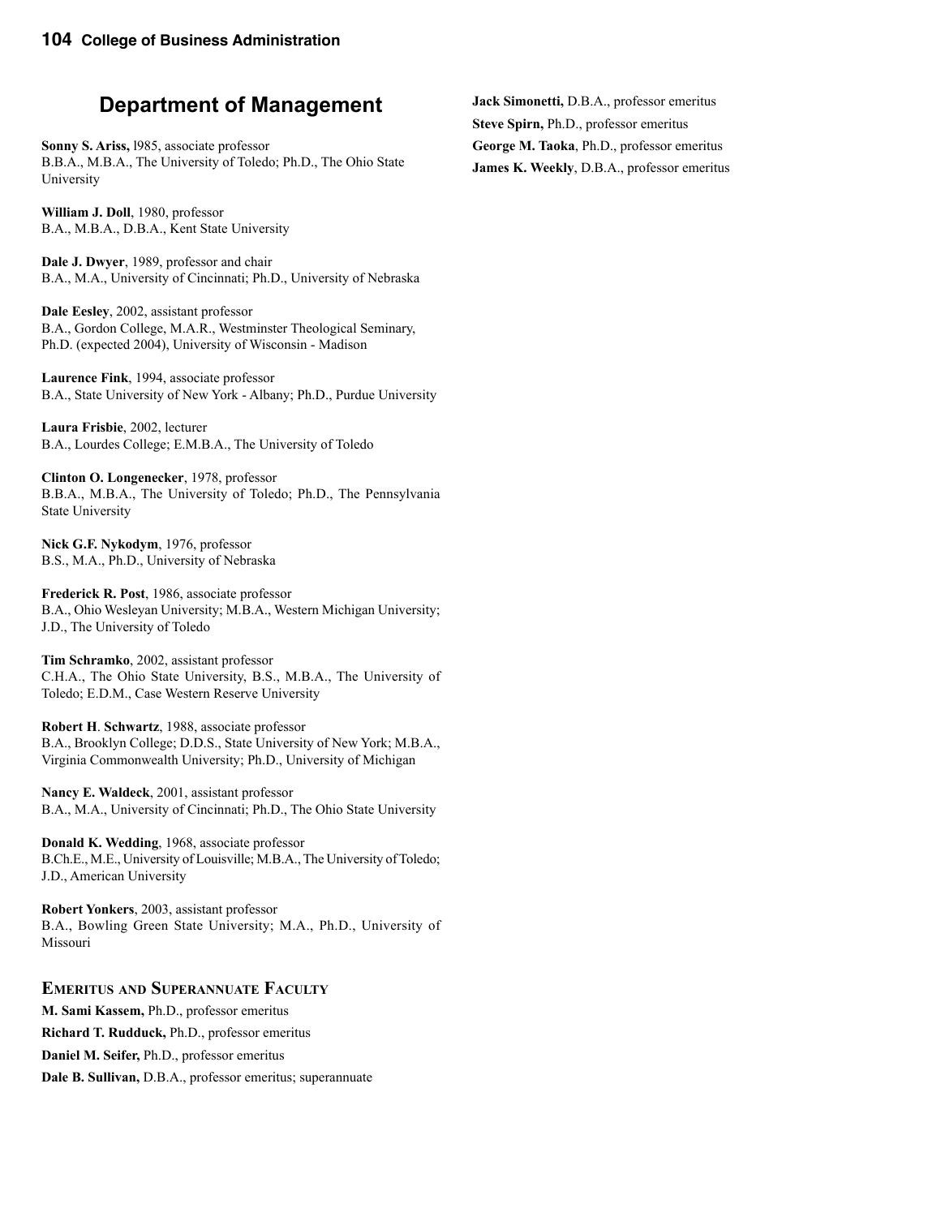## Department of Management

**Sonny S. Ariss,** l985, associate professor
B.B.A., M.B.A., The University of Toledo; Ph.D., The Ohio State University

**William J. Doll**, 1980, professor
B.A., M.B.A., D.B.A., Kent State University

**Dale J. Dwyer**, 1989, professor and chair
B.A., M.A., University of Cincinnati; Ph.D., University of Nebraska

**Dale Eesley**, 2002, assistant professor
B.A., Gordon College, M.A.R., Westminster Theological Seminary, Ph.D. (expected 2004), University of Wisconsin - Madison

**Laurence Fink**, 1994, associate professor
B.A., State University of New York - Albany; Ph.D., Purdue University

**Laura Frisbie**, 2002, lecturer
B.A., Lourdes College; E.M.B.A., The University of Toledo

**Clinton O. Longenecker**, 1978, professor
B.B.A., M.B.A., The University of Toledo; Ph.D., The Pennsylvania State University

**Nick G.F. Nykodym**, 1976, professor
B.S., M.A., Ph.D., University of Nebraska

**Frederick R. Post**, 1986, associate professor
B.A., Ohio Wesleyan University; M.B.A., Western Michigan University; J.D., The University of Toledo

**Tim Schramko**, 2002, assistant professor
C.H.A., The Ohio State University, B.S., M.B.A., The University of Toledo; E.D.M., Case Western Reserve University

**Robert H**. **Schwartz**, 1988, associate professor
B.A., Brooklyn College; D.D.S., State University of New York; M.B.A., Virginia Commonwealth University; Ph.D., University of Michigan

**Nancy E. Waldeck**, 2001, assistant professor
B.A., M.A., University of Cincinnati; Ph.D., The Ohio State University

**Donald K. Wedding**, 1968, associate professor
B.Ch.E., M.E., University of Louisville; M.B.A., The University of Toledo; J.D., American University

**Robert Yonkers**, 2003, assistant professor
B.A., Bowling Green State University; M.A., Ph.D., University of Missouri

### Emeritus and Superannuate Faculty

**M. Sami Kassem,** Ph.D., professor emeritus

**Richard T. Rudduck,** Ph.D., professor emeritus

**Daniel M. Seifer,** Ph.D., professor emeritus

**Dale B. Sullivan,** D.B.A., professor emeritus; superannuate

**Jack Simonetti,** D.B.A., professor emeritus

**Steve Spirn,** Ph.D., professor emeritus

**George M. Taoka**, Ph.D., professor emeritus

**James K. Weekly**, D.B.A., professor emeritus